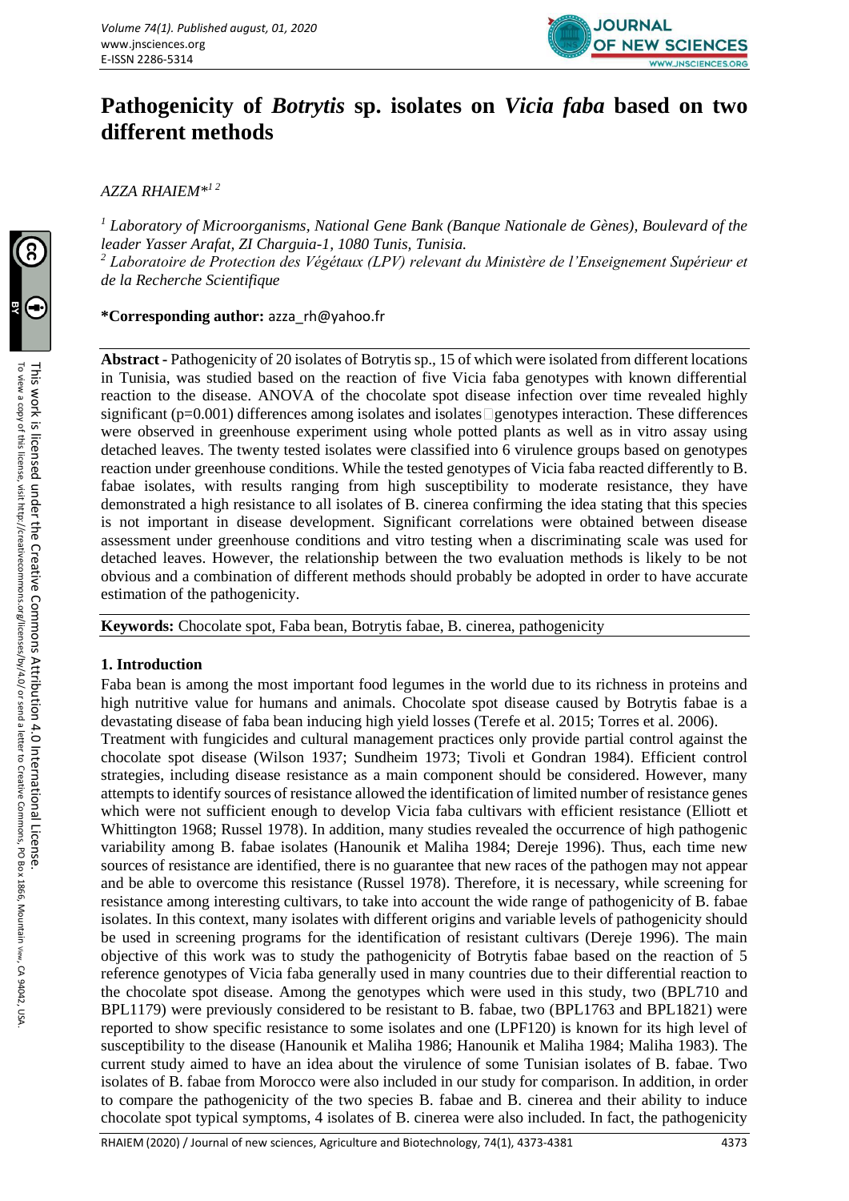# Pathogenicity of *Botrytis* sp. isolates on *Vicia faba* based on two different methods

*AZZA RHAIEM*[*1 2]*

*[1] Laboratory of Microorganisms, National Gene Bank (Banque Nationale de Gènes), Boulevard of the leader Yasser Arafat, ZI Charguia-1, 1080 Tunis, Tunisia.*
*[2] Laboratoire de Protection des Végétaux (LPV) relevant du Ministère de l'Enseignement Supérieur et de la Recherche Scientifique*

**\*Corresponding author:** azza_rh@yahoo.fr

**Abstract -** Pathogenicity of 20 isolates of Botrytis sp., 15 of which were isolated from different locations in Tunisia, was studied based on the reaction of five Vicia faba genotypes with known differential reaction to the disease. ANOVA of the chocolate spot disease infection over time revealed highly significant (p=0.001) differences among isolates and isolates genotypes interaction. These differences were observed in greenhouse experiment using whole potted plants as well as in vitro assay using detached leaves. The twenty tested isolates were classified into 6 virulence groups based on genotypes reaction under greenhouse conditions. While the tested genotypes of Vicia faba reacted differently to B. fabae isolates, with results ranging from high susceptibility to moderate resistance, they have demonstrated a high resistance to all isolates of B. cinerea confirming the idea stating that this species is not important in disease development. Significant correlations were obtained between disease assessment under greenhouse conditions and vitro testing when a discriminating scale was used for detached leaves. However, the relationship between the two evaluation methods is likely to be not obvious and a combination of different methods should probably be adopted in order to have accurate estimation of the pathogenicity.

**Keywords:** Chocolate spot, Faba bean, Botrytis fabae, B. cinerea, pathogenicity

## 1. Introduction

Faba bean is among the most important food legumes in the world due to its richness in proteins and high nutritive value for humans and animals. Chocolate spot disease caused by Botrytis fabae is a devastating disease of faba bean inducing high yield losses (Terefe et al. 2015; Torres et al. 2006).

Treatment with fungicides and cultural management practices only provide partial control against the chocolate spot disease (Wilson 1937; Sundheim 1973; Tivoli et Gondran 1984). Efficient control strategies, including disease resistance as a main component should be considered. However, many attempts to identify sources of resistance allowed the identification of limited number of resistance genes which were not sufficient enough to develop Vicia faba cultivars with efficient resistance (Elliott et Whittington 1968; Russel 1978). In addition, many studies revealed the occurrence of high pathogenic variability among B. fabae isolates (Hanounik et Maliha 1984; Dereje 1996). Thus, each time new sources of resistance are identified, there is no guarantee that new races of the pathogen may not appear and be able to overcome this resistance (Russel 1978). Therefore, it is necessary, while screening for resistance among interesting cultivars, to take into account the wide range of pathogenicity of B. fabae isolates. In this context, many isolates with different origins and variable levels of pathogenicity should be used in screening programs for the identification of resistant cultivars (Dereje 1996). The main objective of this work was to study the pathogenicity of Botrytis fabae based on the reaction of 5 reference genotypes of Vicia faba generally used in many countries due to their differential reaction to the chocolate spot disease. Among the genotypes which were used in this study, two (BPL710 and BPL1179) were previously considered to be resistant to B. fabae, two (BPL1763 and BPL1821) were reported to show specific resistance to some isolates and one (LPF120) is known for its high level of susceptibility to the disease (Hanounik et Maliha 1986; Hanounik et Maliha 1984; Maliha 1983). The current study aimed to have an idea about the virulence of some Tunisian isolates of B. fabae. Two isolates of B. fabae from Morocco were also included in our study for comparison. In addition, in order to compare the pathogenicity of the two species B. fabae and B. cinerea and their ability to induce chocolate spot typical symptoms, 4 isolates of B. cinerea were also included. In fact, the pathogenicity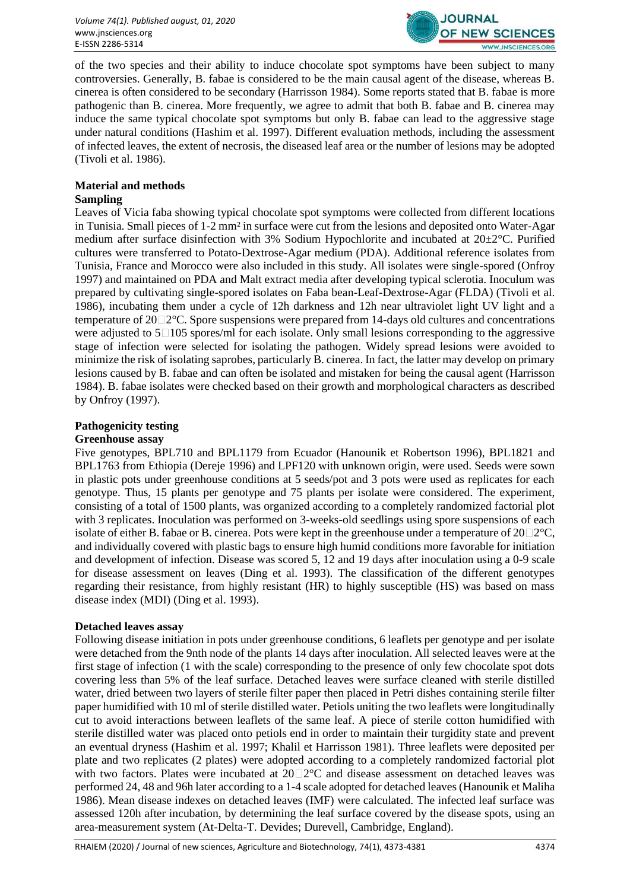of the two species and their ability to induce chocolate spot symptoms have been subject to many controversies. Generally, B. fabae is considered to be the main causal agent of the disease, whereas B. cinerea is often considered to be secondary (Harrisson 1984). Some reports stated that B. fabae is more pathogenic than B. cinerea. More frequently, we agree to admit that both B. fabae and B. cinerea may induce the same typical chocolate spot symptoms but only B. fabae can lead to the aggressive stage under natural conditions (Hashim et al. 1997). Different evaluation methods, including the assessment of infected leaves, the extent of necrosis, the diseased leaf area or the number of lesions may be adopted (Tivoli et al. 1986).

## Material and methods

### Sampling

Leaves of Vicia faba showing typical chocolate spot symptoms were collected from different locations in Tunisia. Small pieces of 1-2 mm² in surface were cut from the lesions and deposited onto Water-Agar medium after surface disinfection with 3% Sodium Hypochlorite and incubated at 20±2°C. Purified cultures were transferred to Potato-Dextrose-Agar medium (PDA). Additional reference isolates from Tunisia, France and Morocco were also included in this study. All isolates were single-spored (Onfroy 1997) and maintained on PDA and Malt extract media after developing typical sclerotia. Inoculum was prepared by cultivating single-spored isolates on Faba bean-Leaf-Dextrose-Agar (FLDA) (Tivoli et al. 1986), incubating them under a cycle of 12h darkness and 12h near ultraviolet light UV light and a temperature of 20□2°C. Spore suspensions were prepared from 14-days old cultures and concentrations were adjusted to 5□105 spores/ml for each isolate. Only small lesions corresponding to the aggressive stage of infection were selected for isolating the pathogen. Widely spread lesions were avoided to minimize the risk of isolating saprobes, particularly B. cinerea. In fact, the latter may develop on primary lesions caused by B. fabae and can often be isolated and mistaken for being the causal agent (Harrisson 1984). B. fabae isolates were checked based on their growth and morphological characters as described by Onfroy (1997).

## Pathogenicity testing

### Greenhouse assay

Five genotypes, BPL710 and BPL1179 from Ecuador (Hanounik et Robertson 1996), BPL1821 and BPL1763 from Ethiopia (Dereje 1996) and LPF120 with unknown origin, were used. Seeds were sown in plastic pots under greenhouse conditions at 5 seeds/pot and 3 pots were used as replicates for each genotype. Thus, 15 plants per genotype and 75 plants per isolate were considered. The experiment, consisting of a total of 1500 plants, was organized according to a completely randomized factorial plot with 3 replicates. Inoculation was performed on 3-weeks-old seedlings using spore suspensions of each isolate of either B. fabae or B. cinerea. Pots were kept in the greenhouse under a temperature of 20□2°C, and individually covered with plastic bags to ensure high humid conditions more favorable for initiation and development of infection. Disease was scored 5, 12 and 19 days after inoculation using a 0-9 scale for disease assessment on leaves (Ding et al. 1993). The classification of the different genotypes regarding their resistance, from highly resistant (HR) to highly susceptible (HS) was based on mass disease index (MDI) (Ding et al. 1993).

### Detached leaves assay

Following disease initiation in pots under greenhouse conditions, 6 leaflets per genotype and per isolate were detached from the 9nth node of the plants 14 days after inoculation. All selected leaves were at the first stage of infection (1 with the scale) corresponding to the presence of only few chocolate spot dots covering less than 5% of the leaf surface. Detached leaves were surface cleaned with sterile distilled water, dried between two layers of sterile filter paper then placed in Petri dishes containing sterile filter paper humidified with 10 ml of sterile distilled water. Petiols uniting the two leaflets were longitudinally cut to avoid interactions between leaflets of the same leaf. A piece of sterile cotton humidified with sterile distilled water was placed onto petiols end in order to maintain their turgidity state and prevent an eventual dryness (Hashim et al. 1997; Khalil et Harrisson 1981). Three leaflets were deposited per plate and two replicates (2 plates) were adopted according to a completely randomized factorial plot with two factors. Plates were incubated at 20□2°C and disease assessment on detached leaves was performed 24, 48 and 96h later according to a 1-4 scale adopted for detached leaves (Hanounik et Maliha 1986). Mean disease indexes on detached leaves (IMF) were calculated. The infected leaf surface was assessed 120h after incubation, by determining the leaf surface covered by the disease spots, using an area-measurement system (At-Delta-T. Devides; Durevell, Cambridge, England).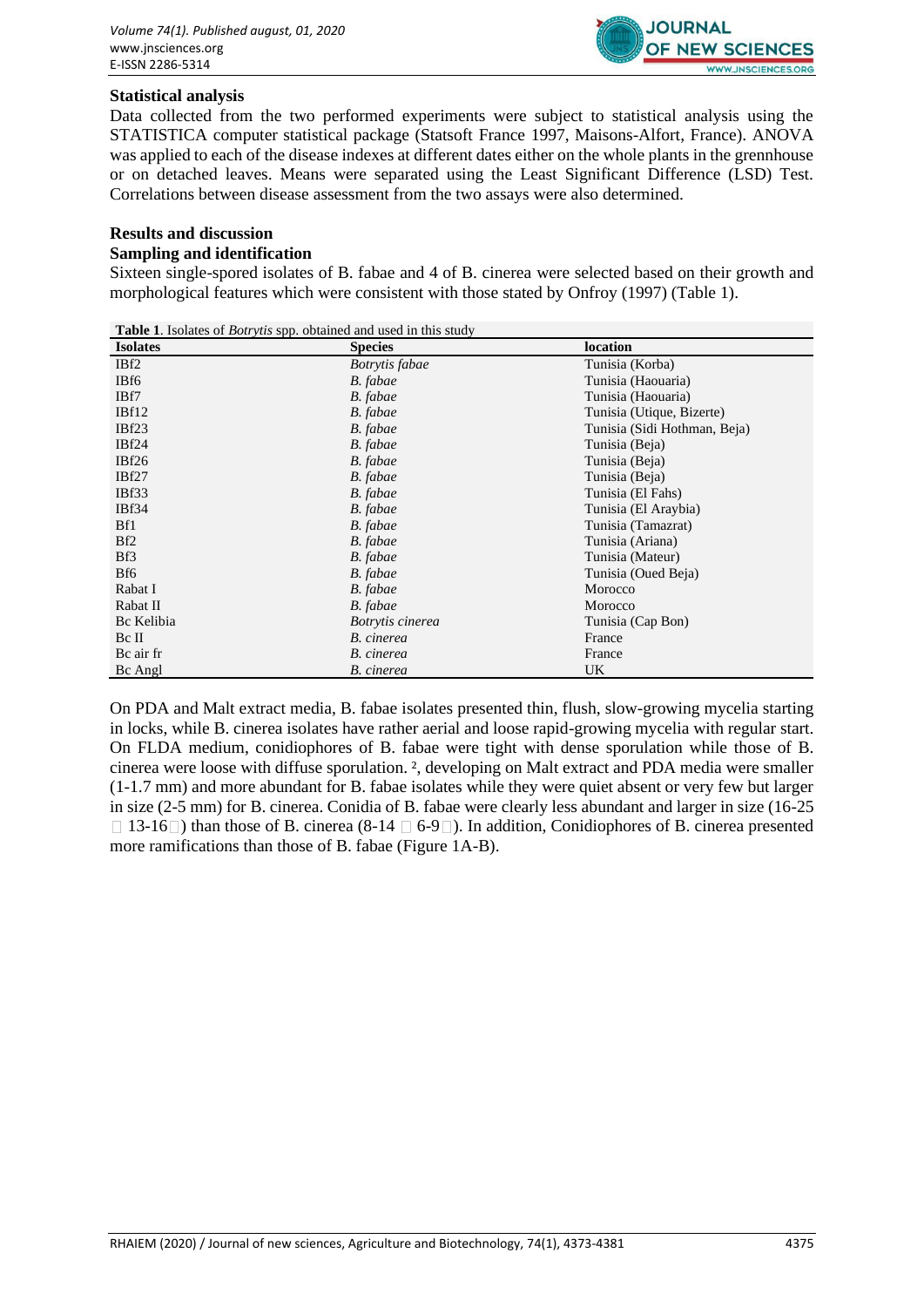**Statistical analysis**

Data collected from the two performed experiments were subject to statistical analysis using the STATISTICA computer statistical package (Statsoft France 1997, Maisons-Alfort, France). ANOVA was applied to each of the disease indexes at different dates either on the whole plants in the grennhouse or on detached leaves. Means were separated using the Least Significant Difference (LSD) Test. Correlations between disease assessment from the two assays were also determined.

**Results and discussion**

**Sampling and identification**

Sixteen single-spored isolates of B. fabae and 4 of B. cinerea were selected based on their growth and morphological features which were consistent with those stated by Onfroy (1997) (Table 1).

**Table 1**. Isolates of *Botrytis* spp. obtained and used in this study

| Isolates | Species | location |
|---|---|---|
| IBf2 | *Botrytis fabae* | Tunisia (Korba) |
| IBf6 | *B. fabae* | Tunisia (Haouaria) |
| IBf7 | *B. fabae* | Tunisia (Haouaria) |
| IBf12 | *B. fabae* | Tunisia (Utique, Bizerte) |
| IBf23 | *B. fabae* | Tunisia (Sidi Hothman, Beja) |
| IBf24 | *B. fabae* | Tunisia (Beja) |
| IBf26 | *B. fabae* | Tunisia (Beja) |
| IBf27 | *B. fabae* | Tunisia (Beja) |
| IBf33 | *B. fabae* | Tunisia (El Fahs) |
| IBf34 | *B. fabae* | Tunisia (El Araybia) |
| Bf1 | *B. fabae* | Tunisia (Tamazrat) |
| Bf2 | *B. fabae* | Tunisia (Ariana) |
| Bf3 | *B. fabae* | Tunisia (Mateur) |
| Bf6 | *B. fabae* | Tunisia (Oued Beja) |
| Rabat I | *B. fabae* | Morocco |
| Rabat II | *B. fabae* | Morocco |
| Bc Kelibia | *Botrytis cinerea* | Tunisia (Cap Bon) |
| Bc II | *B. cinerea* | France |
| Bc air fr | *B. cinerea* | France |
| Bc Angl | *B. cinerea* | UK |

On PDA and Malt extract media, B. fabae isolates presented thin, flush, slow-growing mycelia starting in locks, while B. cinerea isolates have rather aerial and loose rapid-growing mycelia with regular start. On FLDA medium, conidiophores of B. fabae were tight with dense sporulation while those of B. cinerea were loose with diffuse sporulation. ², developing on Malt extract and PDA media were smaller (1-1.7 mm) and more abundant for B. fabae isolates while they were quiet absent or very few but larger in size (2-5 mm) for B. cinerea. Conidia of B. fabae were clearly less abundant and larger in size (16-25 □ 13-16□) than those of B. cinerea (8-14 □ 6-9□). In addition, Conidiophores of B. cinerea presented more ramifications than those of B. fabae (Figure 1A-B).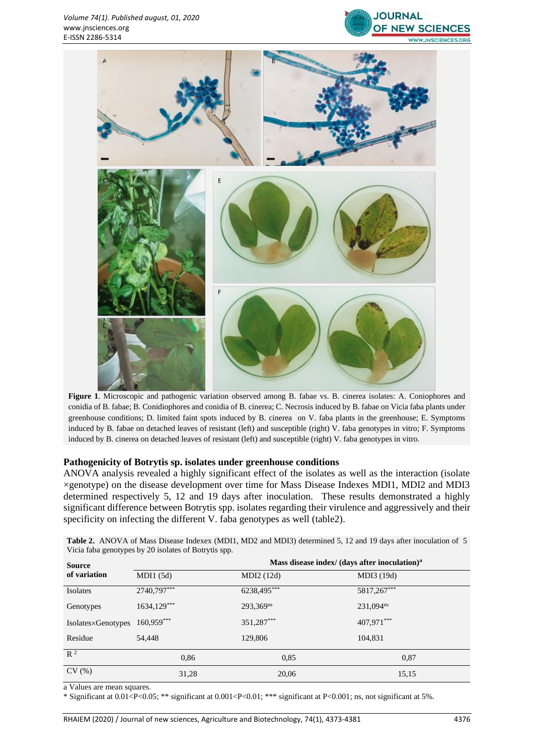**Figure 1**. Microscopic and pathogenic variation observed among B. fabae vs. B. cinerea isolates: A. Coniophores and conidia of B. fabae; B. Conidiophores and conidia of B. cinerea; C. Necrosis induced by B. fabae on Vicia faba plants under greenhouse conditions; D. limited faint spots induced by B. cinerea on V. faba plants in the greenhouse; E. Symptoms induced by B. fabae on detached leaves of resistant (left) and susceptible (right) V. faba genotypes in vitro; F. Symptoms induced by B. cinerea on detached leaves of resistant (left) and susceptible (right) V. faba genotypes in vitro.

### Pathogenicity of Botrytis sp. isolates under greenhouse conditions

ANOVA analysis revealed a highly significant effect of the isolates as well as the interaction (isolate ×genotype) on the disease development over time for Mass Disease Indexes MDI1, MDI2 and MDI3 determined respectively 5, 12 and 19 days after inoculation. These results demonstrated a highly significant difference between Botrytis spp. isolates regarding their virulence and aggressively and their specificity on infecting the different V. faba genotypes as well (table2).

**Table 2.** ANOVA of Mass Disease Indexex (MDI1, MD2 and MDI3) determined 5, 12 and 19 days after inoculation of 5 Vicia faba genotypes by 20 isolates of Botrytis spp.

| Source of variation | Mass disease index/ (days after inoculation)[a] | | |
|---|---|---|---|
| | MDI1 (5d) | MDI2 (12d) | MDI3 (19d) |
| Isolates | 2740,797*** | 6238,495*** | 5817,267*** |
| Genotypes | 1634,129*** | 293,369[ns] | 231,094[ns] |
| Isolates×Genotypes | 160,959*** | 351,287*** | 407,971*** |
| Residue | 54,448 | 129,806 | 104,831 |
| $R^2$ | 0,86 | 0,85 | 0,87 |
| CV (%) | 31,28 | 20,06 | 15,15 |

a Values are mean squares.

* Significant at 0.01<P<0.05; ** significant at 0.001<P<0.01; *** significant at P<0.001; ns, not significant at 5%.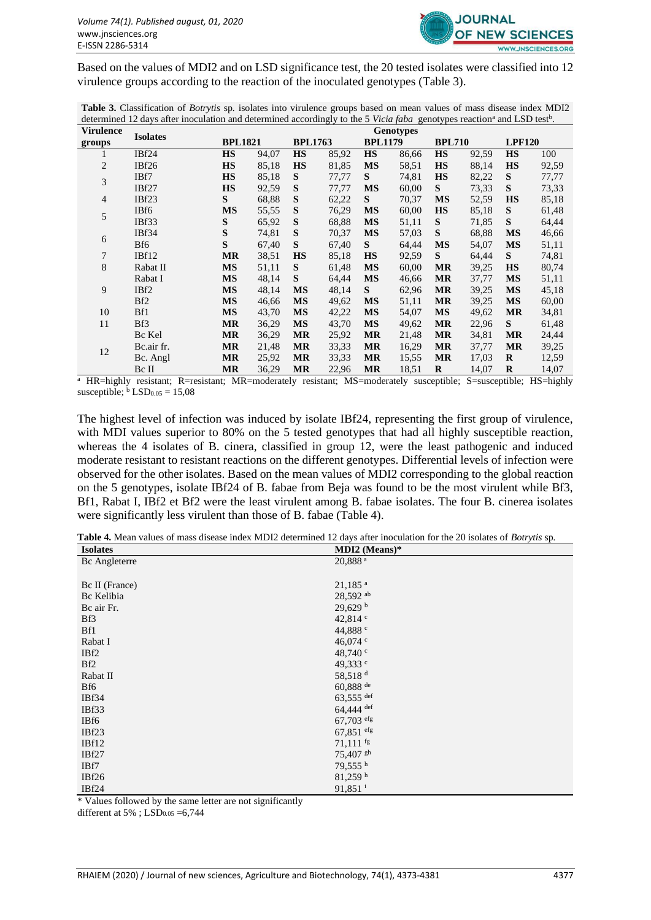Based on the values of MDI2 and on LSD significance test, the 20 tested isolates were classified into 12 virulence groups according to the reaction of the inoculated genotypes (Table 3).

**Table 3.** Classification of *Botrytis* sp. isolates into virulence groups based on mean values of mass disease index MDI2 determined 12 days after inoculation and determined accordingly to the 5 *Vicia faba* genotypes reaction[a] and LSD test[b].

| Virulence groups | Isolates | Genotypes | | | | | | | | | |
|---|---|---|---|---|---|---|---|---|---|---|---|
| | | BPL1821 | | BPL1763 | | BPL1179 | | BPL710 | | LPF120 | |
| 1 | IBf24 | **HS** | 94,07 | **HS** | 85,92 | **HS** | 86,66 | **HS** | 92,59 | **HS** | 100 |
| 2 | IBf26 | **HS** | 85,18 | **HS** | 81,85 | **MS** | 58,51 | **HS** | 88,14 | **HS** | 92,59 |
| 3 | IBf7 | **HS** | 85,18 | **S** | 77,77 | **S** | 74,81 | **HS** | 82,22 | **S** | 77,77 |
| | IBf27 | **HS** | 92,59 | **S** | 77,77 | **MS** | 60,00 | **S** | 73,33 | **S** | 73,33 |
| 4 | IBf23 | **S** | 68,88 | **S** | 62,22 | **S** | 70,37 | **MS** | 52,59 | **HS** | 85,18 |
| 5 | IBf6 | **MS** | 55,55 | **S** | 76,29 | **MS** | 60,00 | **HS** | 85,18 | **S** | 61,48 |
| | IBf33 | **S** | 65,92 | **S** | 68,88 | **MS** | 51,11 | **S** | 71,85 | **S** | 64,44 |
| 6 | IBf34 | **S** | 74,81 | **S** | 70,37 | **MS** | 57,03 | **S** | 68,88 | **MS** | 46,66 |
| | Bf6 | **S** | 67,40 | **S** | 67,40 | **S** | 64,44 | **MS** | 54,07 | **MS** | 51,11 |
| 7 | IBf12 | **MR** | 38,51 | **HS** | 85,18 | **HS** | 92,59 | **S** | 64,44 | **S** | 74,81 |
| 8 | Rabat II | **MS** | 51,11 | **S** | 61,48 | **MS** | 60,00 | **MR** | 39,25 | **HS** | 80,74 |
| 9 | Rabat I | **MS** | 48,14 | **S** | 64,44 | **MS** | 46,66 | **MR** | 37,77 | **MS** | 51,11 |
| | IBf2 | **MS** | 48,14 | **MS** | 48,14 | **S** | 62,96 | **MR** | 39,25 | **MS** | 45,18 |
| | Bf2 | **MS** | 46,66 | **MS** | 49,62 | **MS** | 51,11 | **MR** | 39,25 | **MS** | 60,00 |
| 10 | Bf1 | **MS** | 43,70 | **MS** | 42,22 | **MS** | 54,07 | **MS** | 49,62 | **MR** | 34,81 |
| 11 | Bf3 | **MR** | 36,29 | **MS** | 43,70 | **MS** | 49,62 | **MR** | 22,96 | **S** | 61,48 |
| 12 | Bc Kel | **MR** | 36,29 | **MR** | 25,92 | **MR** | 21,48 | **MR** | 34,81 | **MR** | 24,44 |
| | Bc.air fr. | **MR** | 21,48 | **MR** | 33,33 | **MR** | 16,29 | **MR** | 37,77 | **MR** | 39,25 |
| | Bc. Angl | **MR** | 25,92 | **MR** | 33,33 | **MR** | 15,55 | **MR** | 17,03 | **R** | 12,59 |
| | Bc II | **MR** | 36,29 | **MR** | 22,96 | **MR** | 18,51 | **R** | 14,07 | **R** | 14,07 |

[a] HR=highly resistant; R=resistant; MR=moderately resistant; MS=moderately susceptible; S=susceptible; HS=highly susceptible; [b] $LSD_{0.05}$ = 15,08

The highest level of infection was induced by isolate IBf24, representing the first group of virulence, with MDI values superior to 80% on the 5 tested genotypes that had all highly susceptible reaction, whereas the 4 isolates of B. cinera, classified in group 12, were the least pathogenic and induced moderate resistant to resistant reactions on the different genotypes. Differential levels of infection were observed for the other isolates. Based on the mean values of MDI2 corresponding to the global reaction on the 5 genotypes, isolate IBf24 of B. fabae from Beja was found to be the most virulent while Bf3, Bf1, Rabat I, IBf2 et Bf2 were the least virulent among B. fabae isolates. The four B. cinerea isolates were significantly less virulent than those of B. fabae (Table 4).

**Table 4.** Mean values of mass disease index MDI2 determined 12 days after inoculation for the 20 isolates of *Botrytis* sp.

| Isolates | MDI2 (Means)* |
|---|---|
| Bc Angleterre | 20,888 [a] |
| Bc II (France) | 21,185 [a] |
| Bc Kelibia | 28,592 [ab] |
| Bc air Fr. | 29,629 [b] |
| Bf3 | 42,814 [c] |
| Bf1 | 44,888 [c] |
| Rabat I | 46,074 [c] |
| IBf2 | 48,740 [c] |
| Bf2 | 49,333 [c] |
| Rabat II | 58,518 [d] |
| Bf6 | 60,888 [de] |
| IBf34 | 63,555 [def] |
| IBf33 | 64,444 [def] |
| IBf6 | 67,703 [efg] |
| IBf23 | 67,851 [efg] |
| IBf12 | 71,111 [fg] |
| IBf27 | 75,407 [gh] |
| IBf7 | 79,555 [h] |
| IBf26 | 81,259 [h] |
| IBf24 | 91,851 [i] |

\* Values followed by the same letter are not significantly different at 5% ; $LSD_{0.05}$ =6,744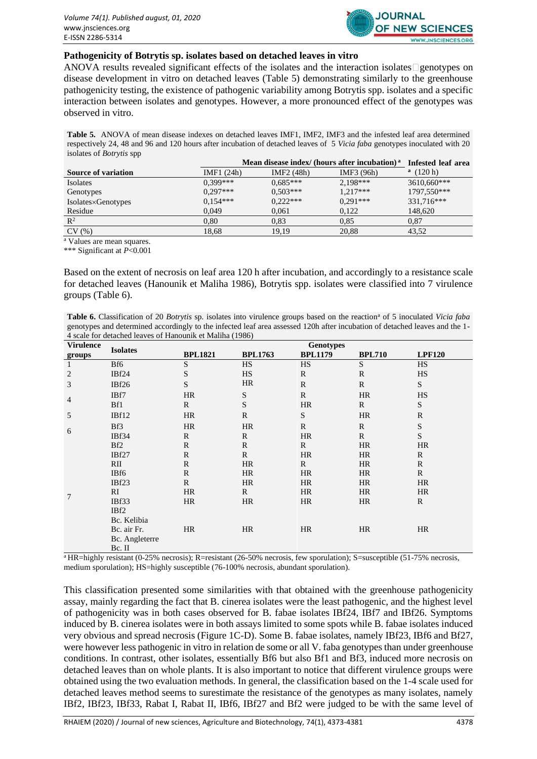### Pathogenicity of Botrytis sp. isolates based on detached leaves in vitro

ANOVA results revealed significant effects of the isolates and the interaction isolates□genotypes on disease development in vitro on detached leaves (Table 5) demonstrating similarly to the greenhouse pathogenicity testing, the existence of pathogenic variability among Botrytis spp. isolates and a specific interaction between isolates and genotypes. However, a more pronounced effect of the genotypes was observed in vitro.

**Table 5.** ANOVA of mean disease indexes on detached leaves IMF1, IMF2, IMF3 and the infested leaf area determined respectively 24, 48 and 96 and 120 hours after incubation of detached leaves of 5 *Vicia faba* genotypes inoculated with 20 isolates of *Botrytis* spp

| Source of variation | Mean disease index/ (hours after incubation) [a] | | | Infested leaf area [a] (120 h) |
|---|---|---|---|---|
| | IMF1 (24h) | IMF2 (48h) | IMF3 (96h) | |
| Isolates | 0,399*** | 0,685*** | 2,198*** | 3610,660*** |
| Genotypes | 0,297*** | 0,503*** | 1,217*** | 1797,550*** |
| Isolates×Genotypes | 0,154*** | 0,222*** | 0,291*** | 331,716*** |
| Residue | 0,049 | 0,061 | 0,122 | 148,620 |
| $R^2$ | 0,80 | 0,83 | 0,85 | 0,87 |
| CV (%) | 18,68 | 19,19 | 20,88 | 43,52 |

[a] Values are mean squares.
*** Significant at $P$<0.001

Based on the extent of necrosis on leaf area 120 h after incubation, and accordingly to a resistance scale for detached leaves (Hanounik et Maliha 1986), Botrytis spp. isolates were classified into 7 virulence groups (Table 6).

**Table 6.** Classification of 20 *Botrytis* sp. isolates into virulence groups based on the reaction[a] of 5 inoculated *Vicia faba* genotypes and determined accordingly to the infected leaf area assessed 120h after incubation of detached leaves and the 1-4 scale for detached leaves of Hanounik et Maliha (1986)

| Virulence groups | Isolates | Genotypes | | | | |
|---|---|---|---|---|---|---|
| | | BPL1821 | BPL1763 | BPL1179 | BPL710 | LPF120 |
| 1 | Bf6 | S | HS | HS | S | HS |
| 2 | IBf24 | S | HS | R | R | HS |
| 3 | IBf26 | S | HR | R | R | S |
| 4 | IBf7 | HR | S | R | HR | HS |
| | Bf1 | R | S | HR | R | S |
| 5 | IBf12 | HR | R | S | HR | R |
| 6 | Bf3 | HR | HR | R | R | S |
| | IBf34 | R | R | HR | R | S |
| 7 | Bf2 | R | R | R | HR | HR |
| | IBf27 | R | R | HR | HR | R |
| | RII | R | HR | R | HR | R |
| | IBf6 | R | HR | HR | HR | R |
| | IBf23 | R | HR | HR | HR | HR |
| | RI | HR | R | HR | HR | HR |
| | IBf33 | HR | HR | HR | HR | R |
| | IBf2<br>Bc. Kelibia<br>Bc. air Fr.<br>Bc. Angleterre<br>Bc. II | HR | HR | HR | HR | HR |

[a] HR=highly resistant (0-25% necrosis); R=resistant (26-50% necrosis, few sporulation); S=susceptible (51-75% necrosis, medium sporulation); HS=highly susceptible (76-100% necrosis, abundant sporulation).

This classification presented some similarities with that obtained with the greenhouse pathogenicity assay, mainly regarding the fact that B. cinerea isolates were the least pathogenic, and the highest level of pathogenicity was in both cases observed for B. fabae isolates IBf24, IBf7 and IBf26. Symptoms induced by B. cinerea isolates were in both assays limited to some spots while B. fabae isolates induced very obvious and spread necrosis (Figure 1C-D). Some B. fabae isolates, namely IBf23, IBf6 and Bf27, were however less pathogenic in vitro in relation de some or all V. faba genotypes than under greenhouse conditions. In contrast, other isolates, essentially Bf6 but also Bf1 and Bf3, induced more necrosis on detached leaves than on whole plants. It is also important to notice that different virulence groups were obtained using the two evaluation methods. In general, the classification based on the 1-4 scale used for detached leaves method seems to surestimate the resistance of the genotypes as many isolates, namely IBf2, IBf23, IBf33, Rabat I, Rabat II, IBf6, IBf27 and Bf2 were judged to be with the same level of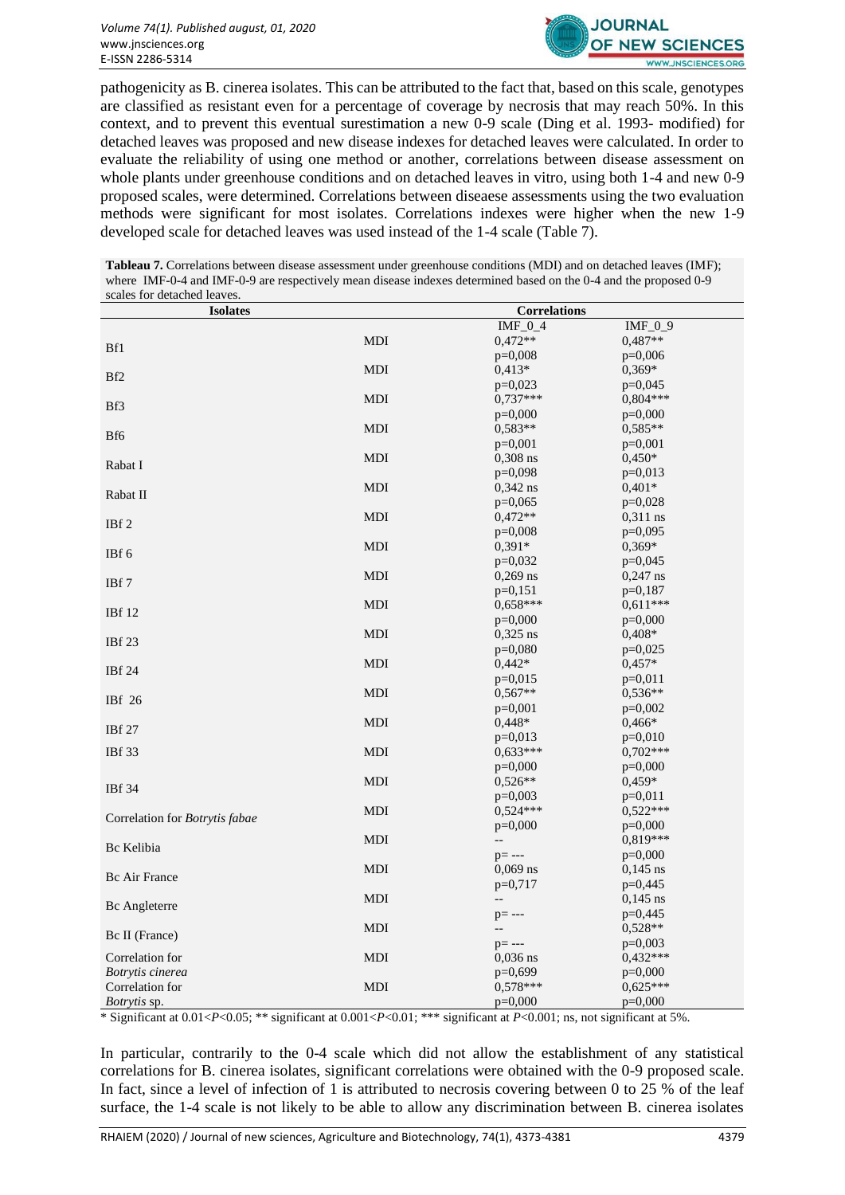pathogenicity as B. cinerea isolates. This can be attributed to the fact that, based on this scale, genotypes are classified as resistant even for a percentage of coverage by necrosis that may reach 50%. In this context, and to prevent this eventual surestimation a new 0-9 scale (Ding et al. 1993- modified) for detached leaves was proposed and new disease indexes for detached leaves were calculated. In order to evaluate the reliability of using one method or another, correlations between disease assessment on whole plants under greenhouse conditions and on detached leaves in vitro, using both 1-4 and new 0-9 proposed scales, were determined. Correlations between diseaese assessments using the two evaluation methods were significant for most isolates. Correlations indexes were higher when the new 1-9 developed scale for detached leaves was used instead of the 1-4 scale (Table 7).

**Tableau 7.** Correlations between disease assessment under greenhouse conditions (MDI) and on detached leaves (IMF); where IMF-0-4 and IMF-0-9 are respectively mean disease indexes determined based on the 0-4 and the proposed 0-9 scales for detached leaves.

| Isolates | | Correlations | |
|---|---|---|---|
| | | IMF_0_4 | IMF_0_9 |
| Bf1 | MDI | 0,472** p=0,008 | 0,487** p=0,006 |
| Bf2 | MDI | 0,413* p=0,023 | 0,369* p=0,045 |
| Bf3 | MDI | 0,737*** p=0,000 | 0,804*** p=0,000 |
| Bf6 | MDI | 0,583** p=0,001 | 0,585** p=0,001 |
| Rabat I | MDI | 0,308 ns p=0,098 | 0,450* p=0,013 |
| Rabat II | MDI | 0,342 ns p=0,065 | 0,401* p=0,028 |
| IBf 2 | MDI | 0,472** p=0,008 | 0,311 ns p=0,095 |
| IBf 6 | MDI | 0,391* p=0,032 | 0,369* p=0,045 |
| IBf 7 | MDI | 0,269 ns p=0,151 | 0,247 ns p=0,187 |
| IBf 12 | MDI | 0,658*** p=0,000 | 0,611*** p=0,000 |
| IBf 23 | MDI | 0,325 ns p=0,080 | 0,408* p=0,025 |
| IBf 24 | MDI | 0,442* p=0,015 | 0,457* p=0,011 |
| IBf 26 | MDI | 0,567** p=0,001 | 0,536** p=0,002 |
| IBf 27 | MDI | 0,448* p=0,013 | 0,466* p=0,010 |
| IBf 33 | MDI | 0,633*** p=0,000 | 0,702*** p=0,000 |
| IBf 34 | MDI | 0,526** p=0,003 | 0,459* p=0,011 |
| Correlation for *Botrytis fabae* | MDI | 0,524*** p=0,000 | 0,522*** p=0,000 |
| Bc Kelibia | MDI | -- p= --- | 0,819*** p=0,000 |
| Bc Air France | MDI | 0,069 ns p=0,717 | 0,145 ns p=0,445 |
| Bc Angleterre | MDI | -- p= --- | 0,145 ns p=0,445 |
| Bc II (France) | MDI | -- p= --- | 0,528** p=0,003 |
| Correlation for *Botrytis cinerea* | MDI | 0,036 ns p=0,699 | 0,432*** p=0,000 |
| Correlation for *Botrytis* sp. | MDI | 0,578*** p=0,000 | 0,625*** p=0,000 |

\* Significant at $0.01<P<0.05$; ** significant at $0.001<P<0.01$; *** significant at $P<0.001$; ns, not significant at 5%.

In particular, contrarily to the 0-4 scale which did not allow the establishment of any statistical correlations for B. cinerea isolates, significant correlations were obtained with the 0-9 proposed scale. In fact, since a level of infection of 1 is attributed to necrosis covering between 0 to 25 % of the leaf surface, the 1-4 scale is not likely to be able to allow any discrimination between B. cinerea isolates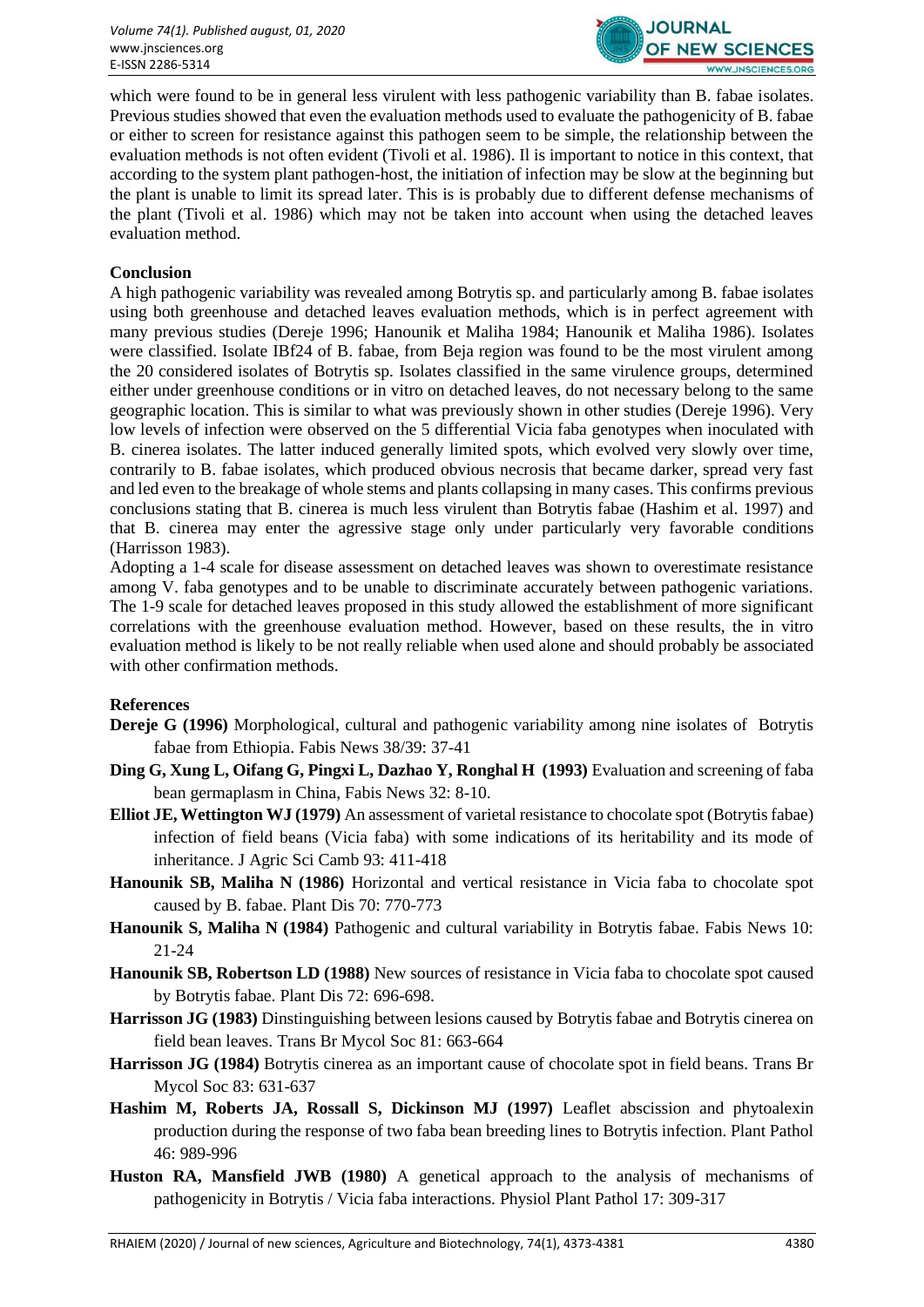which were found to be in general less virulent with less pathogenic variability than B. fabae isolates. Previous studies showed that even the evaluation methods used to evaluate the pathogenicity of B. fabae or either to screen for resistance against this pathogen seem to be simple, the relationship between the evaluation methods is not often evident (Tivoli et al. 1986). Il is important to notice in this context, that according to the system plant pathogen-host, the initiation of infection may be slow at the beginning but the plant is unable to limit its spread later. This is probably due to different defense mechanisms of the plant (Tivoli et al. 1986) which may not be taken into account when using the detached leaves evaluation method.

**Conclusion**

A high pathogenic variability was revealed among Botrytis sp. and particularly among B. fabae isolates using both greenhouse and detached leaves evaluation methods, which is in perfect agreement with many previous studies (Dereje 1996; Hanounik et Maliha 1984; Hanounik et Maliha 1986). Isolates were classified. Isolate IBf24 of B. fabae, from Beja region was found to be the most virulent among the 20 considered isolates of Botrytis sp. Isolates classified in the same virulence groups, determined either under greenhouse conditions or in vitro on detached leaves, do not necessary belong to the same geographic location. This is similar to what was previously shown in other studies (Dereje 1996). Very low levels of infection were observed on the 5 differential Vicia faba genotypes when inoculated with B. cinerea isolates. The latter induced generally limited spots, which evolved very slowly over time, contrarily to B. fabae isolates, which produced obvious necrosis that became darker, spread very fast and led even to the breakage of whole stems and plants collapsing in many cases. This confirms previous conclusions stating that B. cinerea is much less virulent than Botrytis fabae (Hashim et al. 1997) and that B. cinerea may enter the agressive stage only under particularly very favorable conditions (Harrisson 1983).

Adopting a 1-4 scale for disease assessment on detached leaves was shown to overestimate resistance among V. faba genotypes and to be unable to discriminate accurately between pathogenic variations. The 1-9 scale for detached leaves proposed in this study allowed the establishment of more significant correlations with the greenhouse evaluation method. However, based on these results, the in vitro evaluation method is likely to be not really reliable when used alone and should probably be associated with other confirmation methods.

**References**

- **Dereje G (1996)** Morphological, cultural and pathogenic variability among nine isolates of Botrytis fabae from Ethiopia. Fabis News 38/39: 37-41
- **Ding G, Xung L, Oifang G, Pingxi L, Dazhao Y, Ronghal H (1993)** Evaluation and screening of faba bean germaplasm in China, Fabis News 32: 8-10.
- **Elliot JE, Wettington WJ (1979)** An assessment of varietal resistance to chocolate spot (Botrytis fabae) infection of field beans (Vicia faba) with some indications of its heritability and its mode of inheritance. J Agric Sci Camb 93: 411-418
- **Hanounik SB, Maliha N (1986)** Horizontal and vertical resistance in Vicia faba to chocolate spot caused by B. fabae. Plant Dis 70: 770-773
- **Hanounik S, Maliha N (1984)** Pathogenic and cultural variability in Botrytis fabae. Fabis News 10: 21-24
- **Hanounik SB, Robertson LD (1988)** New sources of resistance in Vicia faba to chocolate spot caused by Botrytis fabae. Plant Dis 72: 696-698.
- **Harrisson JG (1983)** Dinstinguishing between lesions caused by Botrytis fabae and Botrytis cinerea on field bean leaves. Trans Br Mycol Soc 81: 663-664
- **Harrisson JG (1984)** Botrytis cinerea as an important cause of chocolate spot in field beans. Trans Br Mycol Soc 83: 631-637
- **Hashim M, Roberts JA, Rossall S, Dickinson MJ (1997)** Leaflet abscission and phytoalexin production during the response of two faba bean breeding lines to Botrytis infection. Plant Pathol 46: 989-996
- **Huston RA, Mansfield JWB (1980)** A genetical approach to the analysis of mechanisms of pathogenicity in Botrytis / Vicia faba interactions. Physiol Plant Pathol 17: 309-317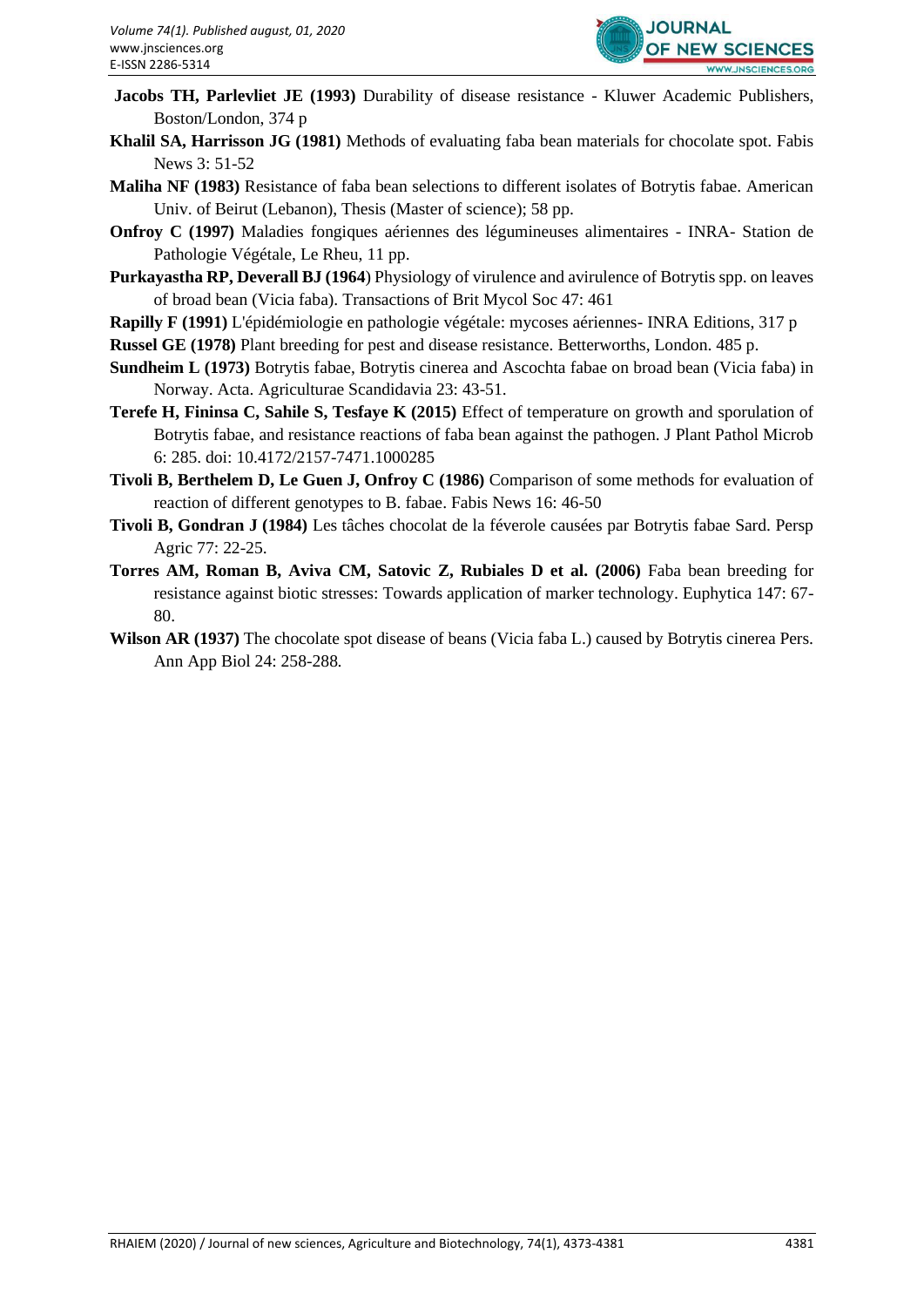**Jacobs TH, Parlevliet JE (1993)** Durability of disease resistance - Kluwer Academic Publishers, Boston/London, 374 p

**Khalil SA, Harrisson JG (1981)** Methods of evaluating faba bean materials for chocolate spot. Fabis News 3: 51-52

**Maliha NF (1983)** Resistance of faba bean selections to different isolates of Botrytis fabae. American Univ. of Beirut (Lebanon), Thesis (Master of science); 58 pp.

**Onfroy C (1997)** Maladies fongiques aériennes des légumineuses alimentaires - INRA- Station de Pathologie Végétale, Le Rheu, 11 pp.

**Purkayastha RP, Deverall BJ (1964**) Physiology of virulence and avirulence of Botrytis spp. on leaves of broad bean (Vicia faba). Transactions of Brit Mycol Soc 47: 461

**Rapilly F (1991)** L'épidémiologie en pathologie végétale: mycoses aériennes- INRA Editions, 317 p

**Russel GE (1978)** Plant breeding for pest and disease resistance. Betterworths, London. 485 p.

**Sundheim L (1973)** Botrytis fabae, Botrytis cinerea and Ascochta fabae on broad bean (Vicia faba) in Norway. Acta. Agriculturae Scandidavia 23: 43-51.

**Terefe H, Fininsa C, Sahile S, Tesfaye K (2015)** Effect of temperature on growth and sporulation of Botrytis fabae, and resistance reactions of faba bean against the pathogen. J Plant Pathol Microb 6: 285. doi: 10.4172/2157-7471.1000285

**Tivoli B, Berthelem D, Le Guen J, Onfroy C (1986)** Comparison of some methods for evaluation of reaction of different genotypes to B. fabae. Fabis News 16: 46-50

**Tivoli B, Gondran J (1984)** Les tâches chocolat de la féverole causées par Botrytis fabae Sard. Persp Agric 77: 22-25.

**Torres AM, Roman B, Aviva CM, Satovic Z, Rubiales D et al. (2006)** Faba bean breeding for resistance against biotic stresses: Towards application of marker technology. Euphytica 147: 67-80.

**Wilson AR (1937)** The chocolate spot disease of beans (Vicia faba L.) caused by Botrytis cinerea Pers. Ann App Biol 24: 258-288.